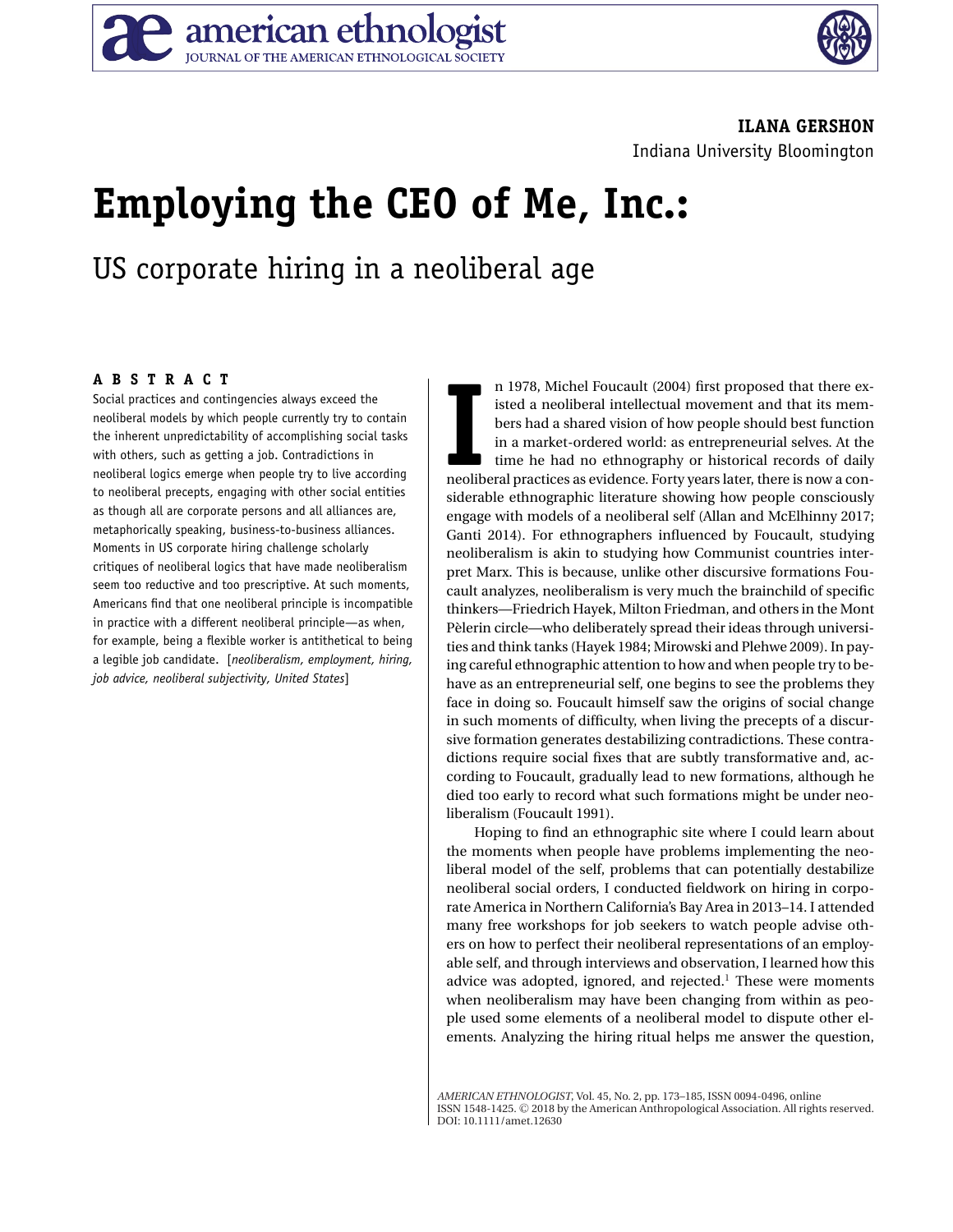**ILANA GERSHON**

Indiana University Bloomington

# Employing the CEO of Me, Inc.:

## US corporate hiring in a neoliberal age

### ABSTRACT

Social practices and contingencies always exceed the neoliberal models by which people currently try to contain the inherent unpredictability of accomplishing social tasks with others, such as getting a job. Contradictions in neoliberal logics emerge when people try to live according to neoliberal precepts, engaging with other social entities as though all are corporate persons and all alliances are, metaphorically speaking, business-to-business alliances. Moments in US corporate hiring challenge scholarly critiques of neoliberal logics that have made neoliberalism seem too reductive and too prescriptive. At such moments, Americans find that one neoliberal principle is incompatible in practice with a different neoliberal principle—as when, for example, being a flexible worker is antithetical to being a legible job candidate. [*neoliberalism, employment, hiring, job advice, neoliberal subjectivity, United States*]

In 1978, Michel Foucault (2004) first proposed that there existed a neoliberal intellectual movement and that its members had a shared vision of how people should best function in a market-ordered world: as entrepreneurial selves. At the time he had no ethnography or historical records of daily neoliberal practices as evidence. Forty years later, there is now a considerable ethnographic literature showing how people consciously engage with models of a neoliberal self (Allan and McElhinny 2017; Ganti 2014). For ethnographers influenced by Foucault, studying neoliberalism is akin to studying how Communist countries interpret Marx. This is because, unlike other discursive formations Foucault analyzes, neoliberalism is very much the brainchild of specific thinkers—Friedrich Hayek, Milton Friedman, and others in the Mont Pèlerin circle—who deliberately spread their ideas through universities and think tanks (Hayek 1984; Mirowski and Plehwe 2009). In paying careful ethnographic attention to how and when people try to behave as an entrepreneurial self, one begins to see the problems they face in doing so. Foucault himself saw the origins of social change in such moments of difficulty, when living the precepts of a discursive formation generates destabilizing contradictions. These contradictions require social fixes that are subtly transformative and, according to Foucault, gradually lead to new formations, although he died too early to record what such formations might be under neoliberalism (Foucault 1991).

Hoping to find an ethnographic site where I could learn about the moments when people have problems implementing the neoliberal model of the self, problems that can potentially destabilize neoliberal social orders, I conducted fieldwork on hiring in corporate America in Northern California's Bay Area in 2013–14. I attended many free workshops for job seekers to watch people advise others on how to perfect their neoliberal representations of an employable self, and through interviews and observation, I learned how this advice was adopted, ignored, and rejected.[1] These were moments when neoliberalism may have been changing from within as people used some elements of a neoliberal model to dispute other elements. Analyzing the hiring ritual helps me answer the question,

*AMERICAN ETHNOLOGIST*, Vol. 45, No. 2, pp. 173–185, ISSN 0094-0496, online ISSN 1548-1425. © 2018 by the American Anthropological Association. All rights reserved. DOI: 10.1111/amet.12630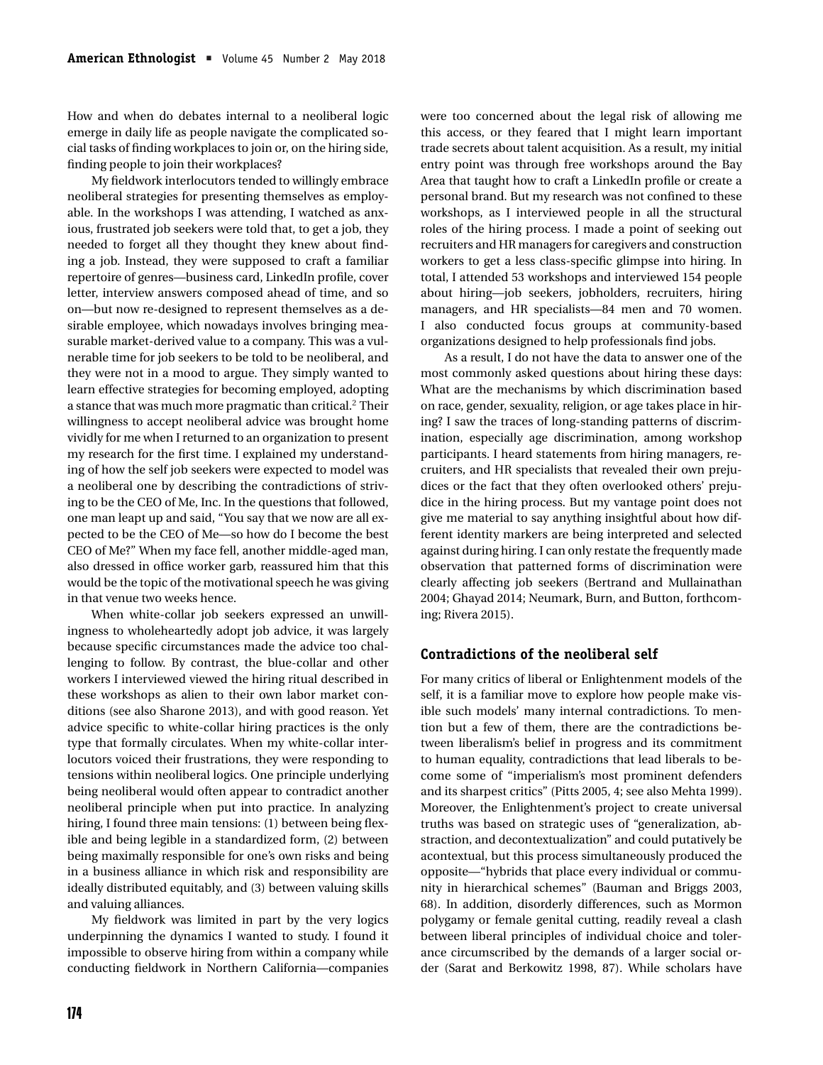How and when do debates internal to a neoliberal logic emerge in daily life as people navigate the complicated social tasks of finding workplaces to join or, on the hiring side, finding people to join their workplaces?

My fieldwork interlocutors tended to willingly embrace neoliberal strategies for presenting themselves as employable. In the workshops I was attending, I watched as anxious, frustrated job seekers were told that, to get a job, they needed to forget all they thought they knew about finding a job. Instead, they were supposed to craft a familiar repertoire of genres—business card, LinkedIn profile, cover letter, interview answers composed ahead of time, and so on—but now re-designed to represent themselves as a desirable employee, which nowadays involves bringing measurable market-derived value to a company. This was a vulnerable time for job seekers to be told to be neoliberal, and they were not in a mood to argue. They simply wanted to learn effective strategies for becoming employed, adopting a stance that was much more pragmatic than critical.[2] Their willingness to accept neoliberal advice was brought home vividly for me when I returned to an organization to present my research for the first time. I explained my understanding of how the self job seekers were expected to model was a neoliberal one by describing the contradictions of striving to be the CEO of Me, Inc. In the questions that followed, one man leapt up and said, "You say that we now are all expected to be the CEO of Me—so how do I become the best CEO of Me?" When my face fell, another middle-aged man, also dressed in office worker garb, reassured him that this would be the topic of the motivational speech he was giving in that venue two weeks hence.

When white-collar job seekers expressed an unwillingness to wholeheartedly adopt job advice, it was largely because specific circumstances made the advice too challenging to follow. By contrast, the blue-collar and other workers I interviewed viewed the hiring ritual described in these workshops as alien to their own labor market conditions (see also Sharone 2013), and with good reason. Yet advice specific to white-collar hiring practices is the only type that formally circulates. When my white-collar interlocutors voiced their frustrations, they were responding to tensions within neoliberal logics. One principle underlying being neoliberal would often appear to contradict another neoliberal principle when put into practice. In analyzing hiring, I found three main tensions: (1) between being flexible and being legible in a standardized form, (2) between being maximally responsible for one's own risks and being in a business alliance in which risk and responsibility are ideally distributed equitably, and (3) between valuing skills and valuing alliances.

My fieldwork was limited in part by the very logics underpinning the dynamics I wanted to study. I found it impossible to observe hiring from within a company while conducting fieldwork in Northern California—companies were too concerned about the legal risk of allowing me this access, or they feared that I might learn important trade secrets about talent acquisition. As a result, my initial entry point was through free workshops around the Bay Area that taught how to craft a LinkedIn profile or create a personal brand. But my research was not confined to these workshops, as I interviewed people in all the structural roles of the hiring process. I made a point of seeking out recruiters and HR managers for caregivers and construction workers to get a less class-specific glimpse into hiring. In total, I attended 53 workshops and interviewed 154 people about hiring—job seekers, jobholders, recruiters, hiring managers, and HR specialists—84 men and 70 women. I also conducted focus groups at community-based organizations designed to help professionals find jobs.

As a result, I do not have the data to answer one of the most commonly asked questions about hiring these days: What are the mechanisms by which discrimination based on race, gender, sexuality, religion, or age takes place in hiring? I saw the traces of long-standing patterns of discrimination, especially age discrimination, among workshop participants. I heard statements from hiring managers, recruiters, and HR specialists that revealed their own prejudices or the fact that they often overlooked others' prejudice in the hiring process. But my vantage point does not give me material to say anything insightful about how different identity markers are being interpreted and selected against during hiring. I can only restate the frequently made observation that patterned forms of discrimination were clearly affecting job seekers (Bertrand and Mullainathan 2004; Ghayad 2014; Neumark, Burn, and Button, forthcoming; Rivera 2015).

## Contradictions of the neoliberal self

For many critics of liberal or Enlightenment models of the self, it is a familiar move to explore how people make visible such models' many internal contradictions. To mention but a few of them, there are the contradictions between liberalism's belief in progress and its commitment to human equality, contradictions that lead liberals to become some of "imperialism's most prominent defenders and its sharpest critics" (Pitts 2005, 4; see also Mehta 1999). Moreover, the Enlightenment's project to create universal truths was based on strategic uses of "generalization, abstraction, and decontextualization" and could putatively be acontextual, but this process simultaneously produced the opposite—"hybrids that place every individual or community in hierarchical schemes" (Bauman and Briggs 2003, 68). In addition, disorderly differences, such as Mormon polygamy or female genital cutting, readily reveal a clash between liberal principles of individual choice and tolerance circumscribed by the demands of a larger social order (Sarat and Berkowitz 1998, 87). While scholars have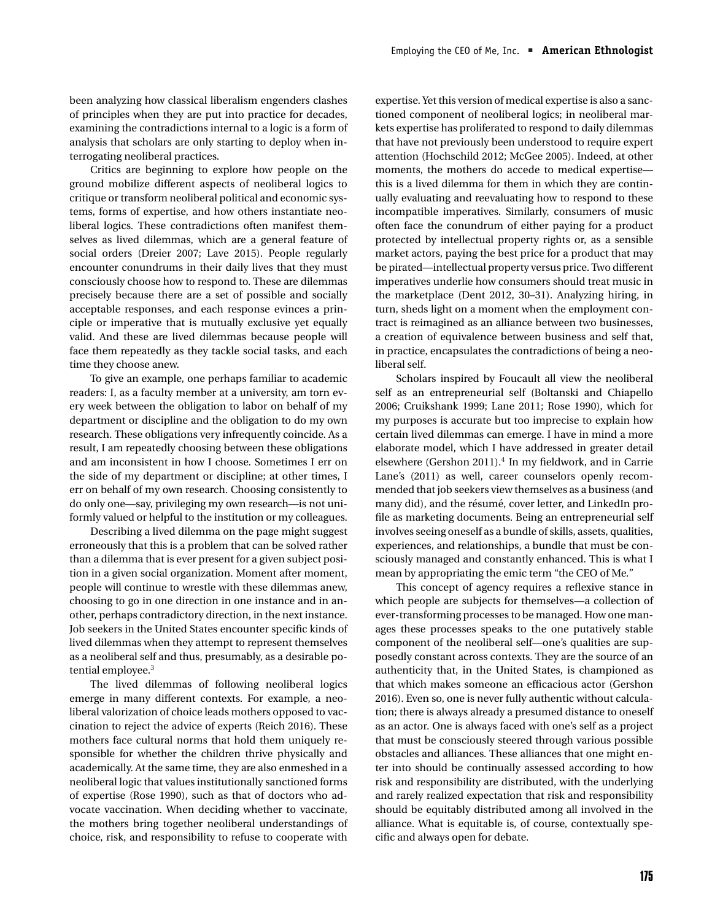been analyzing how classical liberalism engenders clashes of principles when they are put into practice for decades, examining the contradictions internal to a logic is a form of analysis that scholars are only starting to deploy when interrogating neoliberal practices.

Critics are beginning to explore how people on the ground mobilize different aspects of neoliberal logics to critique or transform neoliberal political and economic systems, forms of expertise, and how others instantiate neoliberal logics. These contradictions often manifest themselves as lived dilemmas, which are a general feature of social orders (Dreier 2007; Lave 2015). People regularly encounter conundrums in their daily lives that they must consciously choose how to respond to. These are dilemmas precisely because there are a set of possible and socially acceptable responses, and each response evinces a principle or imperative that is mutually exclusive yet equally valid. And these are lived dilemmas because people will face them repeatedly as they tackle social tasks, and each time they choose anew.

To give an example, one perhaps familiar to academic readers: I, as a faculty member at a university, am torn every week between the obligation to labor on behalf of my department or discipline and the obligation to do my own research. These obligations very infrequently coincide. As a result, I am repeatedly choosing between these obligations and am inconsistent in how I choose. Sometimes I err on the side of my department or discipline; at other times, I err on behalf of my own research. Choosing consistently to do only one—say, privileging my own research—is not uniformly valued or helpful to the institution or my colleagues.

Describing a lived dilemma on the page might suggest erroneously that this is a problem that can be solved rather than a dilemma that is ever present for a given subject position in a given social organization. Moment after moment, people will continue to wrestle with these dilemmas anew, choosing to go in one direction in one instance and in another, perhaps contradictory direction, in the next instance. Job seekers in the United States encounter specific kinds of lived dilemmas when they attempt to represent themselves as a neoliberal self and thus, presumably, as a desirable potential employee.[3]

The lived dilemmas of following neoliberal logics emerge in many different contexts. For example, a neoliberal valorization of choice leads mothers opposed to vaccination to reject the advice of experts (Reich 2016). These mothers face cultural norms that hold them uniquely responsible for whether the children thrive physically and academically. At the same time, they are also enmeshed in a neoliberal logic that values institutionally sanctioned forms of expertise (Rose 1990), such as that of doctors who advocate vaccination. When deciding whether to vaccinate, the mothers bring together neoliberal understandings of choice, risk, and responsibility to refuse to cooperate with expertise. Yet this version of medical expertise is also a sanctioned component of neoliberal logics; in neoliberal markets expertise has proliferated to respond to daily dilemmas that have not previously been understood to require expert attention (Hochschild 2012; McGee 2005). Indeed, at other moments, the mothers do accede to medical expertise—this is a lived dilemma for them in which they are continually evaluating and reevaluating how to respond to these incompatible imperatives. Similarly, consumers of music often face the conundrum of either paying for a product protected by intellectual property rights or, as a sensible market actors, paying the best price for a product that may be pirated—intellectual property versus price. Two different imperatives underlie how consumers should treat music in the marketplace (Dent 2012, 30–31). Analyzing hiring, in turn, sheds light on a moment when the employment contract is reimagined as an alliance between two businesses, a creation of equivalence between business and self that, in practice, encapsulates the contradictions of being a neoliberal self.

Scholars inspired by Foucault all view the neoliberal self as an entrepreneurial self (Boltanski and Chiapello 2006; Cruikshank 1999; Lane 2011; Rose 1990), which for my purposes is accurate but too imprecise to explain how certain lived dilemmas can emerge. I have in mind a more elaborate model, which I have addressed in greater detail elsewhere (Gershon 2011).[4] In my fieldwork, and in Carrie Lane's (2011) as well, career counselors openly recommended that job seekers view themselves as a business (and many did), and the résumé, cover letter, and LinkedIn profile as marketing documents. Being an entrepreneurial self involves seeing oneself as a bundle of skills, assets, qualities, experiences, and relationships, a bundle that must be consciously managed and constantly enhanced. This is what I mean by appropriating the emic term "the CEO of Me."

This concept of agency requires a reflexive stance in which people are subjects for themselves—a collection of ever-transforming processes to be managed. How one manages these processes speaks to the one putatively stable component of the neoliberal self—one's qualities are supposedly constant across contexts. They are the source of an authenticity that, in the United States, is championed as that which makes someone an efficacious actor (Gershon 2016). Even so, one is never fully authentic without calculation; there is always already a presumed distance to oneself as an actor. One is always faced with one's self as a project that must be consciously steered through various possible obstacles and alliances. These alliances that one might enter into should be continually assessed according to how risk and responsibility are distributed, with the underlying and rarely realized expectation that risk and responsibility should be equitably distributed among all involved in the alliance. What is equitable is, of course, contextually specific and always open for debate.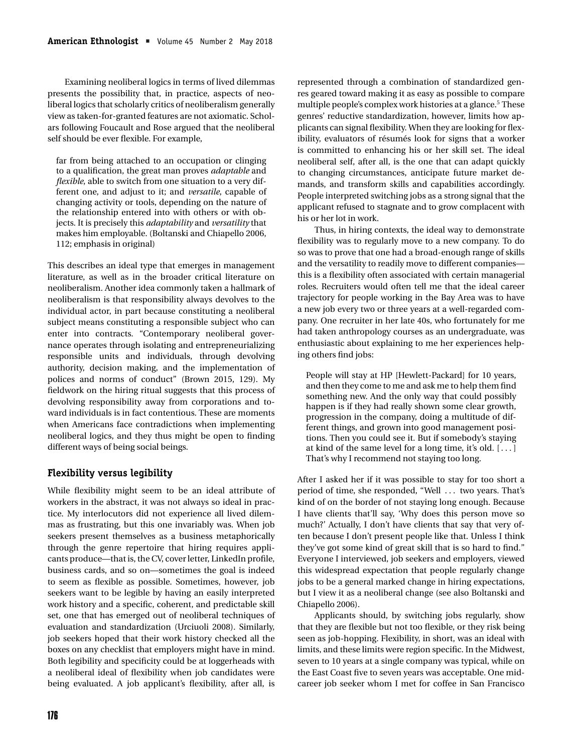Examining neoliberal logics in terms of lived dilemmas presents the possibility that, in practice, aspects of neoliberal logics that scholarly critics of neoliberalism generally view as taken-for-granted features are not axiomatic. Scholars following Foucault and Rose argued that the neoliberal self should be ever flexible. For example,

> far from being attached to an occupation or clinging to a qualification, the great man proves *adaptable* and *flexible*, able to switch from one situation to a very different one, and adjust to it; and *versatile*, capable of changing activity or tools, depending on the nature of the relationship entered into with others or with objects. It is precisely this *adaptability* and *versatility* that makes him employable. (Boltanski and Chiapello 2006, 112; emphasis in original)

This describes an ideal type that emerges in management literature, as well as in the broader critical literature on neoliberalism. Another idea commonly taken a hallmark of neoliberalism is that responsibility always devolves to the individual actor, in part because constituting a neoliberal subject means constituting a responsible subject who can enter into contracts. "Contemporary neoliberal governance operates through isolating and entrepreneurializing responsible units and individuals, through devolving authority, decision making, and the implementation of polices and norms of conduct" (Brown 2015, 129). My fieldwork on the hiring ritual suggests that this process of devolving responsibility away from corporations and toward individuals is in fact contentious. These are moments when Americans face contradictions when implementing neoliberal logics, and they thus might be open to finding different ways of being social beings.

## Flexibility versus legibility

While flexibility might seem to be an ideal attribute of workers in the abstract, it was not always so ideal in practice. My interlocutors did not experience all lived dilemmas as frustrating, but this one invariably was. When job seekers present themselves as a business metaphorically through the genre repertoire that hiring requires applicants produce—that is, the CV, cover letter, LinkedIn profile, business cards, and so on—sometimes the goal is indeed to seem as flexible as possible. Sometimes, however, job seekers want to be legible by having an easily interpreted work history and a specific, coherent, and predictable skill set, one that has emerged out of neoliberal techniques of evaluation and standardization (Urciuoli 2008). Similarly, job seekers hoped that their work history checked all the boxes on any checklist that employers might have in mind. Both legibility and specificity could be at loggerheads with a neoliberal ideal of flexibility when job candidates were being evaluated. A job applicant's flexibility, after all, is represented through a combination of standardized genres geared toward making it as easy as possible to compare multiple people's complex work histories at a glance.[5] These genres' reductive standardization, however, limits how applicants can signal flexibility. When they are looking for flexibility, evaluators of résumés look for signs that a worker is committed to enhancing his or her skill set. The ideal neoliberal self, after all, is the one that can adapt quickly to changing circumstances, anticipate future market demands, and transform skills and capabilities accordingly. People interpreted switching jobs as a strong signal that the applicant refused to stagnate and to grow complacent with his or her lot in work.

Thus, in hiring contexts, the ideal way to demonstrate flexibility was to regularly move to a new company. To do so was to prove that one had a broad-enough range of skills and the versatility to readily move to different companies—this is a flexibility often associated with certain managerial roles. Recruiters would often tell me that the ideal career trajectory for people working in the Bay Area was to have a new job every two or three years at a well-regarded company. One recruiter in her late 40s, who fortunately for me had taken anthropology courses as an undergraduate, was enthusiastic about explaining to me her experiences helping others find jobs:

> People will stay at HP [Hewlett-Packard] for 10 years, and then they come to me and ask me to help them find something new. And the only way that could possibly happen is if they had really shown some clear growth, progression in the company, doing a multitude of different things, and grown into good management positions. Then you could see it. But if somebody's staying at kind of the same level for a long time, it's old. [ . . . ] That's why I recommend not staying too long.

After I asked her if it was possible to stay for too short a period of time, she responded, "Well . . . two years. That's kind of on the border of not staying long enough. Because I have clients that'll say, 'Why does this person move so much?' Actually, I don't have clients that say that very often because I don't present people like that. Unless I think they've got some kind of great skill that is so hard to find." Everyone I interviewed, job seekers and employers, viewed this widespread expectation that people regularly change jobs to be a general marked change in hiring expectations, but I view it as a neoliberal change (see also Boltanski and Chiapello 2006).

Applicants should, by switching jobs regularly, show that they are flexible but not too flexible, or they risk being seen as job-hopping. Flexibility, in short, was an ideal with limits, and these limits were region specific. In the Midwest, seven to 10 years at a single company was typical, while on the East Coast five to seven years was acceptable. One mid-career job seeker whom I met for coffee in San Francisco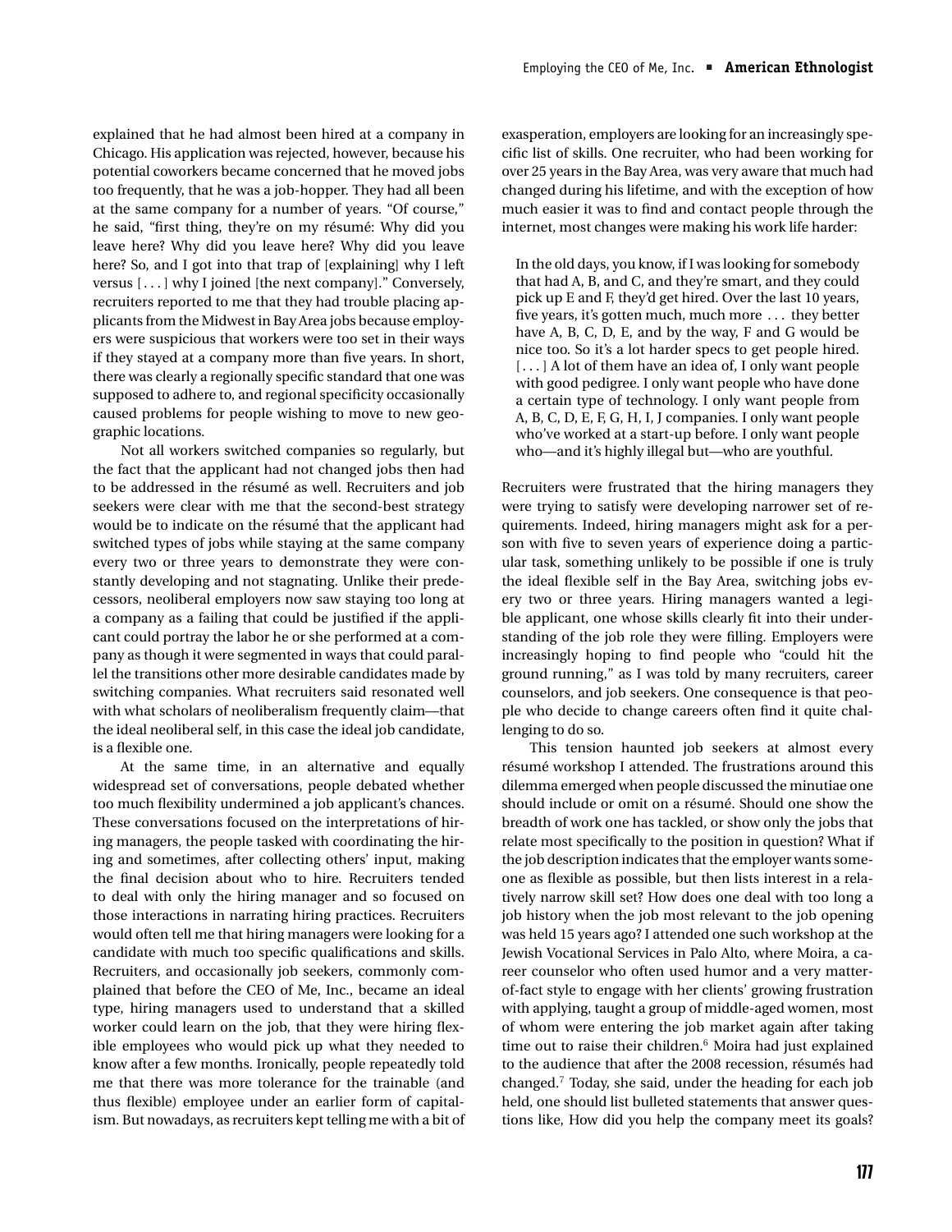explained that he had almost been hired at a company in Chicago. His application was rejected, however, because his potential coworkers became concerned that he moved jobs too frequently, that he was a job-hopper. They had all been at the same company for a number of years. "Of course," he said, "first thing, they're on my résumé: Why did you leave here? Why did you leave here? Why did you leave here? So, and I got into that trap of [explaining] why I left versus [ . . . ] why I joined [the next company]." Conversely, recruiters reported to me that they had trouble placing applicants from the Midwest in Bay Area jobs because employers were suspicious that workers were too set in their ways if they stayed at a company more than five years. In short, there was clearly a regionally specific standard that one was supposed to adhere to, and regional specificity occasionally caused problems for people wishing to move to new geographic locations.

Not all workers switched companies so regularly, but the fact that the applicant had not changed jobs then had to be addressed in the résumé as well. Recruiters and job seekers were clear with me that the second-best strategy would be to indicate on the résumé that the applicant had switched types of jobs while staying at the same company every two or three years to demonstrate they were constantly developing and not stagnating. Unlike their predecessors, neoliberal employers now saw staying too long at a company as a failing that could be justified if the applicant could portray the labor he or she performed at a company as though it were segmented in ways that could parallel the transitions other more desirable candidates made by switching companies. What recruiters said resonated well with what scholars of neoliberalism frequently claim—that the ideal neoliberal self, in this case the ideal job candidate, is a flexible one.

At the same time, in an alternative and equally widespread set of conversations, people debated whether too much flexibility undermined a job applicant's chances. These conversations focused on the interpretations of hiring managers, the people tasked with coordinating the hiring and sometimes, after collecting others' input, making the final decision about who to hire. Recruiters tended to deal with only the hiring manager and so focused on those interactions in narrating hiring practices. Recruiters would often tell me that hiring managers were looking for a candidate with much too specific qualifications and skills. Recruiters, and occasionally job seekers, commonly complained that before the CEO of Me, Inc., became an ideal type, hiring managers used to understand that a skilled worker could learn on the job, that they were hiring flexible employees who would pick up what they needed to know after a few months. Ironically, people repeatedly told me that there was more tolerance for the trainable (and thus flexible) employee under an earlier form of capitalism. But nowadays, as recruiters kept telling me with a bit of exasperation, employers are looking for an increasingly specific list of skills. One recruiter, who had been working for over 25 years in the Bay Area, was very aware that much had changed during his lifetime, and with the exception of how much easier it was to find and contact people through the internet, most changes were making his work life harder:

> In the old days, you know, if I was looking for somebody that had A, B, and C, and they're smart, and they could pick up E and F, they'd get hired. Over the last 10 years, five years, it's gotten much, much more . . . they better have A, B, C, D, E, and by the way, F and G would be nice too. So it's a lot harder specs to get people hired. [ . . . ] A lot of them have an idea of, I only want people with good pedigree. I only want people who have done a certain type of technology. I only want people from A, B, C, D, E, F, G, H, I, J companies. I only want people who've worked at a start-up before. I only want people who—and it's highly illegal but—who are youthful.

Recruiters were frustrated that the hiring managers they were trying to satisfy were developing narrower set of requirements. Indeed, hiring managers might ask for a person with five to seven years of experience doing a particular task, something unlikely to be possible if one is truly the ideal flexible self in the Bay Area, switching jobs every two or three years. Hiring managers wanted a legible applicant, one whose skills clearly fit into their understanding of the job role they were filling. Employers were increasingly hoping to find people who "could hit the ground running," as I was told by many recruiters, career counselors, and job seekers. One consequence is that people who decide to change careers often find it quite challenging to do so.

This tension haunted job seekers at almost every résumé workshop I attended. The frustrations around this dilemma emerged when people discussed the minutiae one should include or omit on a résumé. Should one show the breadth of work one has tackled, or show only the jobs that relate most specifically to the position in question? What if the job description indicates that the employer wants someone as flexible as possible, but then lists interest in a relatively narrow skill set? How does one deal with too long a job history when the job most relevant to the job opening was held 15 years ago? I attended one such workshop at the Jewish Vocational Services in Palo Alto, where Moira, a career counselor who often used humor and a very matter-of-fact style to engage with her clients' growing frustration with applying, taught a group of middle-aged women, most of whom were entering the job market again after taking time out to raise their children.[6] Moira had just explained to the audience that after the 2008 recession, résumés had changed.[7] Today, she said, under the heading for each job held, one should list bulleted statements that answer questions like, How did you help the company meet its goals?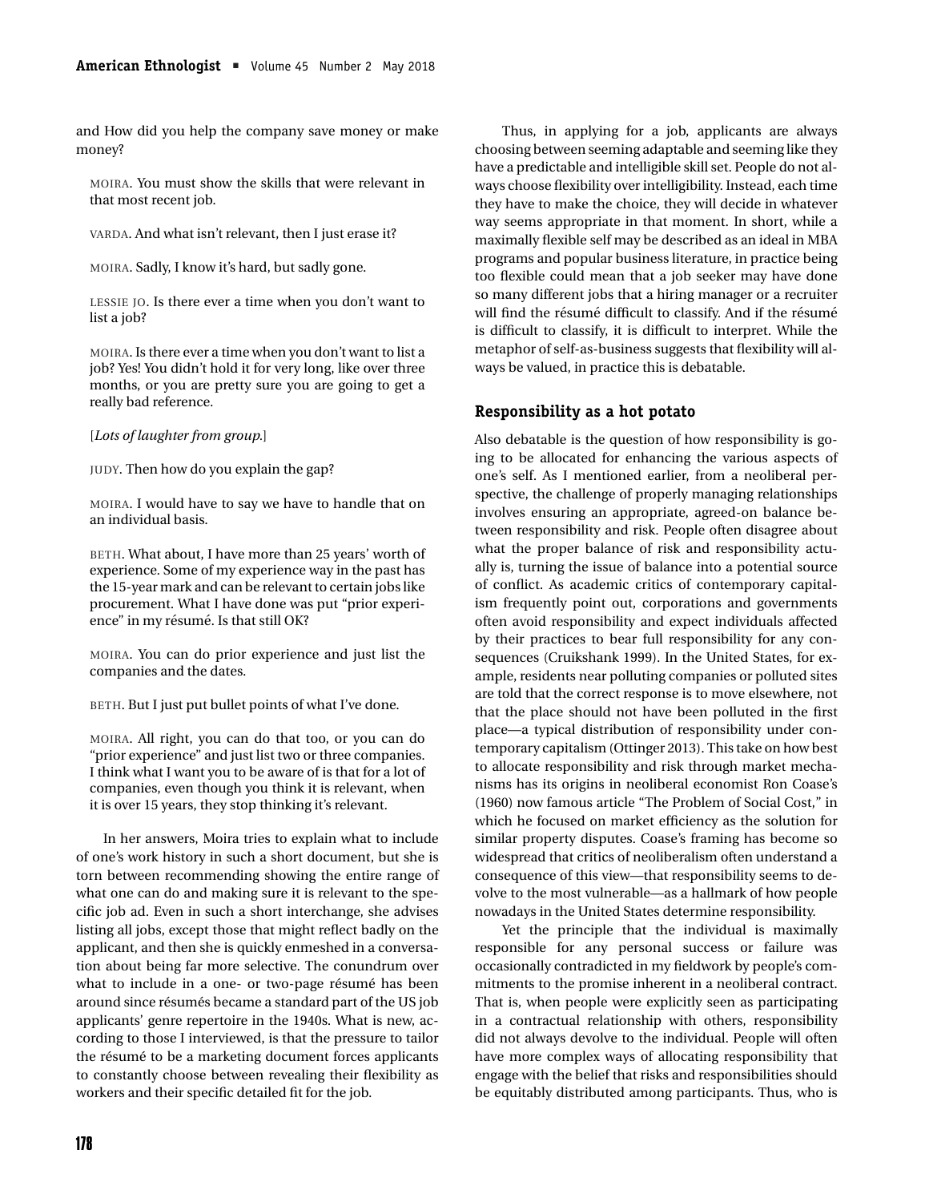and How did you help the company save money or make money?

MOIRA. You must show the skills that were relevant in that most recent job.

VARDA. And what isn't relevant, then I just erase it?

MOIRA. Sadly, I know it's hard, but sadly gone.

LESSIE JO. Is there ever a time when you don't want to list a job?

MOIRA. Is there ever a time when you don't want to list a job? Yes! You didn't hold it for very long, like over three months, or you are pretty sure you are going to get a really bad reference.

[*Lots of laughter from group.*]

JUDY. Then how do you explain the gap?

MOIRA. I would have to say we have to handle that on an individual basis.

BETH. What about, I have more than 25 years' worth of experience. Some of my experience way in the past has the 15-year mark and can be relevant to certain jobs like procurement. What I have done was put "prior experience" in my résumé. Is that still OK?

MOIRA. You can do prior experience and just list the companies and the dates.

BETH. But I just put bullet points of what I've done.

MOIRA. All right, you can do that too, or you can do "prior experience" and just list two or three companies. I think what I want you to be aware of is that for a lot of companies, even though you think it is relevant, when it is over 15 years, they stop thinking it's relevant.

In her answers, Moira tries to explain what to include of one's work history in such a short document, but she is torn between recommending showing the entire range of what one can do and making sure it is relevant to the specific job ad. Even in such a short interchange, she advises listing all jobs, except those that might reflect badly on the applicant, and then she is quickly enmeshed in a conversation about being far more selective. The conundrum over what to include in a one- or two-page résumé has been around since résumés became a standard part of the US job applicants' genre repertoire in the 1940s. What is new, according to those I interviewed, is that the pressure to tailor the résumé to be a marketing document forces applicants to constantly choose between revealing their flexibility as workers and their specific detailed fit for the job.

Thus, in applying for a job, applicants are always choosing between seeming adaptable and seeming like they have a predictable and intelligible skill set. People do not always choose flexibility over intelligibility. Instead, each time they have to make the choice, they will decide in whatever way seems appropriate in that moment. In short, while a maximally flexible self may be described as an ideal in MBA programs and popular business literature, in practice being too flexible could mean that a job seeker may have done so many different jobs that a hiring manager or a recruiter will find the résumé difficult to classify. And if the résumé is difficult to classify, it is difficult to interpret. While the metaphor of self-as-business suggests that flexibility will always be valued, in practice this is debatable.

## Responsibility as a hot potato

Also debatable is the question of how responsibility is going to be allocated for enhancing the various aspects of one's self. As I mentioned earlier, from a neoliberal perspective, the challenge of properly managing relationships involves ensuring an appropriate, agreed-on balance between responsibility and risk. People often disagree about what the proper balance of risk and responsibility actually is, turning the issue of balance into a potential source of conflict. As academic critics of contemporary capitalism frequently point out, corporations and governments often avoid responsibility and expect individuals affected by their practices to bear full responsibility for any consequences (Cruikshank 1999). In the United States, for example, residents near polluting companies or polluted sites are told that the correct response is to move elsewhere, not that the place should not have been polluted in the first place—a typical distribution of responsibility under contemporary capitalism (Ottinger 2013). This take on how best to allocate responsibility and risk through market mechanisms has its origins in neoliberal economist Ron Coase's (1960) now famous article "The Problem of Social Cost," in which he focused on market efficiency as the solution for similar property disputes. Coase's framing has become so widespread that critics of neoliberalism often understand a consequence of this view—that responsibility seems to devolve to the most vulnerable—as a hallmark of how people nowadays in the United States determine responsibility.

Yet the principle that the individual is maximally responsible for any personal success or failure was occasionally contradicted in my fieldwork by people's commitments to the promise inherent in a neoliberal contract. That is, when people were explicitly seen as participating in a contractual relationship with others, responsibility did not always devolve to the individual. People will often have more complex ways of allocating responsibility that engage with the belief that risks and responsibilities should be equitably distributed among participants. Thus, who is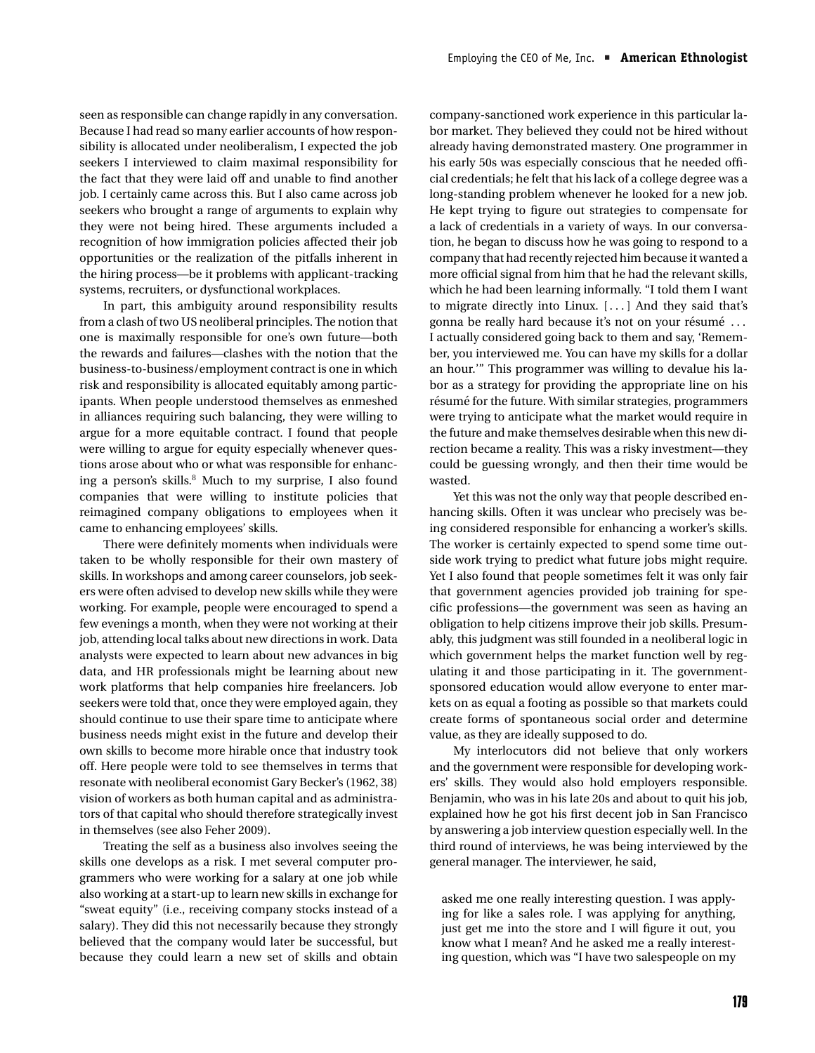seen as responsible can change rapidly in any conversation. Because I had read so many earlier accounts of how responsibility is allocated under neoliberalism, I expected the job seekers I interviewed to claim maximal responsibility for the fact that they were laid off and unable to find another job. I certainly came across this. But I also came across job seekers who brought a range of arguments to explain why they were not being hired. These arguments included a recognition of how immigration policies affected their job opportunities or the realization of the pitfalls inherent in the hiring process—be it problems with applicant-tracking systems, recruiters, or dysfunctional workplaces.

In part, this ambiguity around responsibility results from a clash of two US neoliberal principles. The notion that one is maximally responsible for one's own future—both the rewards and failures—clashes with the notion that the business-to-business/employment contract is one in which risk and responsibility is allocated equitably among participants. When people understood themselves as enmeshed in alliances requiring such balancing, they were willing to argue for a more equitable contract. I found that people were willing to argue for equity especially whenever questions arose about who or what was responsible for enhancing a person's skills.[8] Much to my surprise, I also found companies that were willing to institute policies that reimagined company obligations to employees when it came to enhancing employees' skills.

There were definitely moments when individuals were taken to be wholly responsible for their own mastery of skills. In workshops and among career counselors, job seekers were often advised to develop new skills while they were working. For example, people were encouraged to spend a few evenings a month, when they were not working at their job, attending local talks about new directions in work. Data analysts were expected to learn about new advances in big data, and HR professionals might be learning about new work platforms that help companies hire freelancers. Job seekers were told that, once they were employed again, they should continue to use their spare time to anticipate where business needs might exist in the future and develop their own skills to become more hirable once that industry took off. Here people were told to see themselves in terms that resonate with neoliberal economist Gary Becker's (1962, 38) vision of workers as both human capital and as administrators of that capital who should therefore strategically invest in themselves (see also Feher 2009).

Treating the self as a business also involves seeing the skills one develops as a risk. I met several computer programmers who were working for a salary at one job while also working at a start-up to learn new skills in exchange for "sweat equity" (i.e., receiving company stocks instead of a salary). They did this not necessarily because they strongly believed that the company would later be successful, but because they could learn a new set of skills and obtain company-sanctioned work experience in this particular labor market. They believed they could not be hired without already having demonstrated mastery. One programmer in his early 50s was especially conscious that he needed official credentials; he felt that his lack of a college degree was a long-standing problem whenever he looked for a new job. He kept trying to figure out strategies to compensate for a lack of credentials in a variety of ways. In our conversation, he began to discuss how he was going to respond to a company that had recently rejected him because it wanted a more official signal from him that he had the relevant skills, which he had been learning informally. "I told them I want to migrate directly into Linux. [ . . . ] And they said that's gonna be really hard because it's not on your résumé . . . I actually considered going back to them and say, 'Remember, you interviewed me. You can have my skills for a dollar an hour.'" This programmer was willing to devalue his labor as a strategy for providing the appropriate line on his résumé for the future. With similar strategies, programmers were trying to anticipate what the market would require in the future and make themselves desirable when this new direction became a reality. This was a risky investment—they could be guessing wrongly, and then their time would be wasted.

Yet this was not the only way that people described enhancing skills. Often it was unclear who precisely was being considered responsible for enhancing a worker's skills. The worker is certainly expected to spend some time outside work trying to predict what future jobs might require. Yet I also found that people sometimes felt it was only fair that government agencies provided job training for specific professions—the government was seen as having an obligation to help citizens improve their job skills. Presumably, this judgment was still founded in a neoliberal logic in which government helps the market function well by regulating it and those participating in it. The government-sponsored education would allow everyone to enter markets on as equal a footing as possible so that markets could create forms of spontaneous social order and determine value, as they are ideally supposed to do.

My interlocutors did not believe that only workers and the government were responsible for developing workers' skills. They would also hold employers responsible. Benjamin, who was in his late 20s and about to quit his job, explained how he got his first decent job in San Francisco by answering a job interview question especially well. In the third round of interviews, he was being interviewed by the general manager. The interviewer, he said,

> asked me one really interesting question. I was applying for like a sales role. I was applying for anything, just get me into the store and I will figure it out, you know what I mean? And he asked me a really interesting question, which was "I have two salespeople on my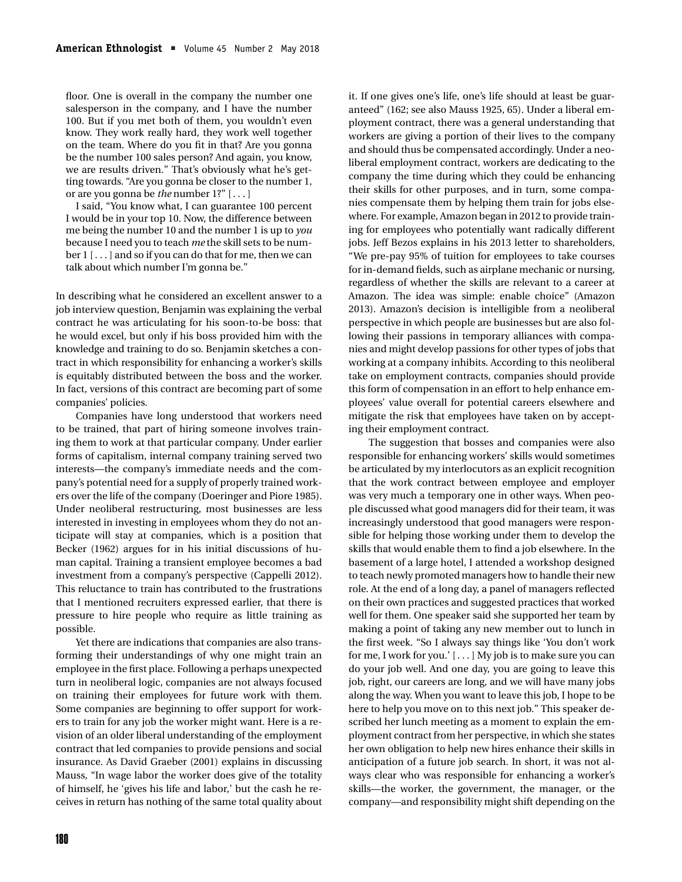> floor. One is overall in the company the number one salesperson in the company, and I have the number 100. But if you met both of them, you wouldn't even know. They work really hard, they work well together on the team. Where do you fit in that? Are you gonna be the number 100 sales person? And again, you know, we are results driven." That's obviously what he's getting towards. "Are you gonna be closer to the number 1, or are you gonna be *the* number 1?" [ . . . ]
>
> I said, "You know what, I can guarantee 100 percent I would be in your top 10. Now, the difference between me being the number 10 and the number 1 is up to *you* because I need you to teach *me* the skill sets to be number 1 [ . . . ] and so if you can do that for me, then we can talk about which number I'm gonna be."

In describing what he considered an excellent answer to a job interview question, Benjamin was explaining the verbal contract he was articulating for his soon-to-be boss: that he would excel, but only if his boss provided him with the knowledge and training to do so. Benjamin sketches a contract in which responsibility for enhancing a worker's skills is equitably distributed between the boss and the worker. In fact, versions of this contract are becoming part of some companies' policies.

Companies have long understood that workers need to be trained, that part of hiring someone involves training them to work at that particular company. Under earlier forms of capitalism, internal company training served two interests—the company's immediate needs and the company's potential need for a supply of properly trained workers over the life of the company (Doeringer and Piore 1985). Under neoliberal restructuring, most businesses are less interested in investing in employees whom they do not anticipate will stay at companies, which is a position that Becker (1962) argues for in his initial discussions of human capital. Training a transient employee becomes a bad investment from a company's perspective (Cappelli 2012). This reluctance to train has contributed to the frustrations that I mentioned recruiters expressed earlier, that there is pressure to hire people who require as little training as possible.

Yet there are indications that companies are also transforming their understandings of why one might train an employee in the first place. Following a perhaps unexpected turn in neoliberal logic, companies are not always focused on training their employees for future work with them. Some companies are beginning to offer support for workers to train for any job the worker might want. Here is a revision of an older liberal understanding of the employment contract that led companies to provide pensions and social insurance. As David Graeber (2001) explains in discussing Mauss, "In wage labor the worker does give of the totality of himself, he 'gives his life and labor,' but the cash he receives in return has nothing of the same total quality about it. If one gives one's life, one's life should at least be guaranteed" (162; see also Mauss 1925, 65). Under a liberal employment contract, there was a general understanding that workers are giving a portion of their lives to the company and should thus be compensated accordingly. Under a neoliberal employment contract, workers are dedicating to the company the time during which they could be enhancing their skills for other purposes, and in turn, some companies compensate them by helping them train for jobs elsewhere. For example, Amazon began in 2012 to provide training for employees who potentially want radically different jobs. Jeff Bezos explains in his 2013 letter to shareholders, "We pre-pay 95% of tuition for employees to take courses for in-demand fields, such as airplane mechanic or nursing, regardless of whether the skills are relevant to a career at Amazon. The idea was simple: enable choice" (Amazon 2013). Amazon's decision is intelligible from a neoliberal perspective in which people are businesses but are also following their passions in temporary alliances with companies and might develop passions for other types of jobs that working at a company inhibits. According to this neoliberal take on employment contracts, companies should provide this form of compensation in an effort to help enhance employees' value overall for potential careers elsewhere and mitigate the risk that employees have taken on by accepting their employment contract.

The suggestion that bosses and companies were also responsible for enhancing workers' skills would sometimes be articulated by my interlocutors as an explicit recognition that the work contract between employee and employer was very much a temporary one in other ways. When people discussed what good managers did for their team, it was increasingly understood that good managers were responsible for helping those working under them to develop the skills that would enable them to find a job elsewhere. In the basement of a large hotel, I attended a workshop designed to teach newly promoted managers how to handle their new role. At the end of a long day, a panel of managers reflected on their own practices and suggested practices that worked well for them. One speaker said she supported her team by making a point of taking any new member out to lunch in the first week. "So I always say things like 'You don't work for me, I work for you.' [ . . . ] My job is to make sure you can do your job well. And one day, you are going to leave this job, right, our careers are long, and we will have many jobs along the way. When you want to leave this job, I hope to be here to help you move on to this next job." This speaker described her lunch meeting as a moment to explain the employment contract from her perspective, in which she states her own obligation to help new hires enhance their skills in anticipation of a future job search. In short, it was not always clear who was responsible for enhancing a worker's skills—the worker, the government, the manager, or the company—and responsibility might shift depending on the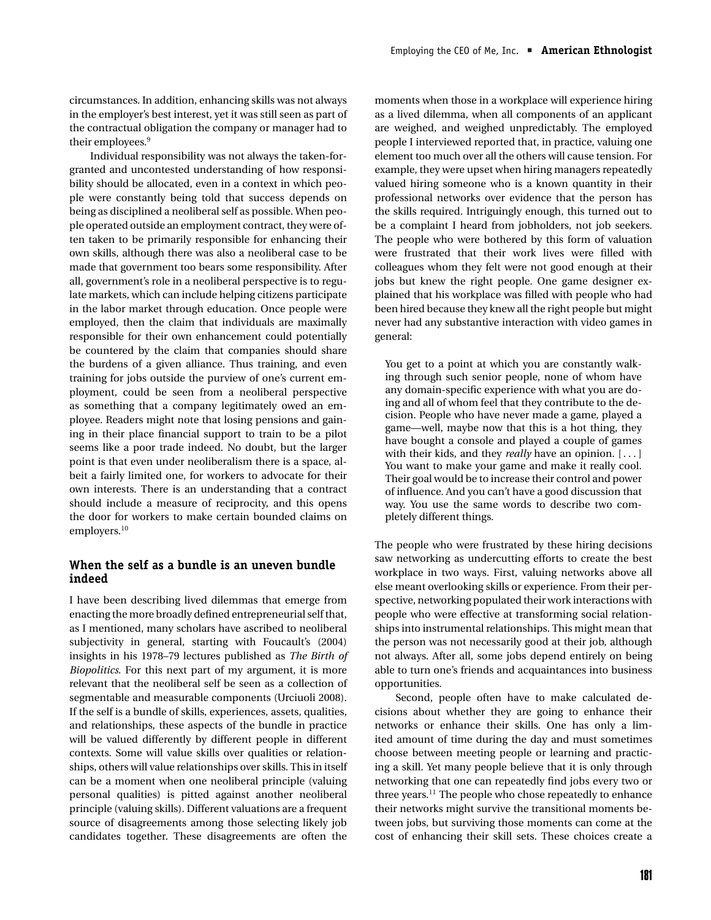circumstances. In addition, enhancing skills was not always in the employer's best interest, yet it was still seen as part of the contractual obligation the company or manager had to their employees.[9]

Individual responsibility was not always the taken-for-granted and uncontested understanding of how responsibility should be allocated, even in a context in which people were constantly being told that success depends on being as disciplined a neoliberal self as possible. When people operated outside an employment contract, they were often taken to be primarily responsible for enhancing their own skills, although there was also a neoliberal case to be made that government too bears some responsibility. After all, government's role in a neoliberal perspective is to regulate markets, which can include helping citizens participate in the labor market through education. Once people were employed, then the claim that individuals are maximally responsible for their own enhancement could potentially be countered by the claim that companies should share the burdens of a given alliance. Thus training, and even training for jobs outside the purview of one's current employment, could be seen from a neoliberal perspective as something that a company legitimately owed an employee. Readers might note that losing pensions and gaining in their place financial support to train to be a pilot seems like a poor trade indeed. No doubt, but the larger point is that even under neoliberalism there is a space, albeit a fairly limited one, for workers to advocate for their own interests. There is an understanding that a contract should include a measure of reciprocity, and this opens the door for workers to make certain bounded claims on employers.[10]

## When the self as a bundle is an uneven bundle indeed

I have been describing lived dilemmas that emerge from enacting the more broadly defined entrepreneurial self that, as I mentioned, many scholars have ascribed to neoliberal subjectivity in general, starting with Foucault's (2004) insights in his 1978–79 lectures published as *The Birth of Biopolitics*. For this next part of my argument, it is more relevant that the neoliberal self be seen as a collection of segmentable and measurable components (Urciuoli 2008). If the self is a bundle of skills, experiences, assets, qualities, and relationships, these aspects of the bundle in practice will be valued differently by different people in different contexts. Some will value skills over qualities or relationships, others will value relationships over skills. This in itself can be a moment when one neoliberal principle (valuing personal qualities) is pitted against another neoliberal principle (valuing skills). Different valuations are a frequent source of disagreements among those selecting likely job candidates together. These disagreements are often the moments when those in a workplace will experience hiring as a lived dilemma, when all components of an applicant are weighed, and weighed unpredictably. The employed people I interviewed reported that, in practice, valuing one element too much over all the others will cause tension. For example, they were upset when hiring managers repeatedly valued hiring someone who is a known quantity in their professional networks over evidence that the person has the skills required. Intriguingly enough, this turned out to be a complaint I heard from jobholders, not job seekers. The people who were bothered by this form of valuation were frustrated that their work lives were filled with colleagues whom they felt were not good enough at their jobs but knew the right people. One game designer explained that his workplace was filled with people who had been hired because they knew all the right people but might never had any substantive interaction with video games in general:

> You get to a point at which you are constantly walking through such senior people, none of whom have any domain-specific experience with what you are doing and all of whom feel that they contribute to the decision. People who have never made a game, played a game—well, maybe now that this is a hot thing, they have bought a console and played a couple of games with their kids, and they *really* have an opinion. [ . . . ] You want to make your game and make it really cool. Their goal would be to increase their control and power of influence. And you can't have a good discussion that way. You use the same words to describe two completely different things.

The people who were frustrated by these hiring decisions saw networking as undercutting efforts to create the best workplace in two ways. First, valuing networks above all else meant overlooking skills or experience. From their perspective, networking populated their work interactions with people who were effective at transforming social relationships into instrumental relationships. This might mean that the person was not necessarily good at their job, although not always. After all, some jobs depend entirely on being able to turn one's friends and acquaintances into business opportunities.

Second, people often have to make calculated decisions about whether they are going to enhance their networks or enhance their skills. One has only a limited amount of time during the day and must sometimes choose between meeting people or learning and practicing a skill. Yet many people believe that it is only through networking that one can repeatedly find jobs every two or three years.[11] The people who chose repeatedly to enhance their networks might survive the transitional moments between jobs, but surviving those moments can come at the cost of enhancing their skill sets. These choices create a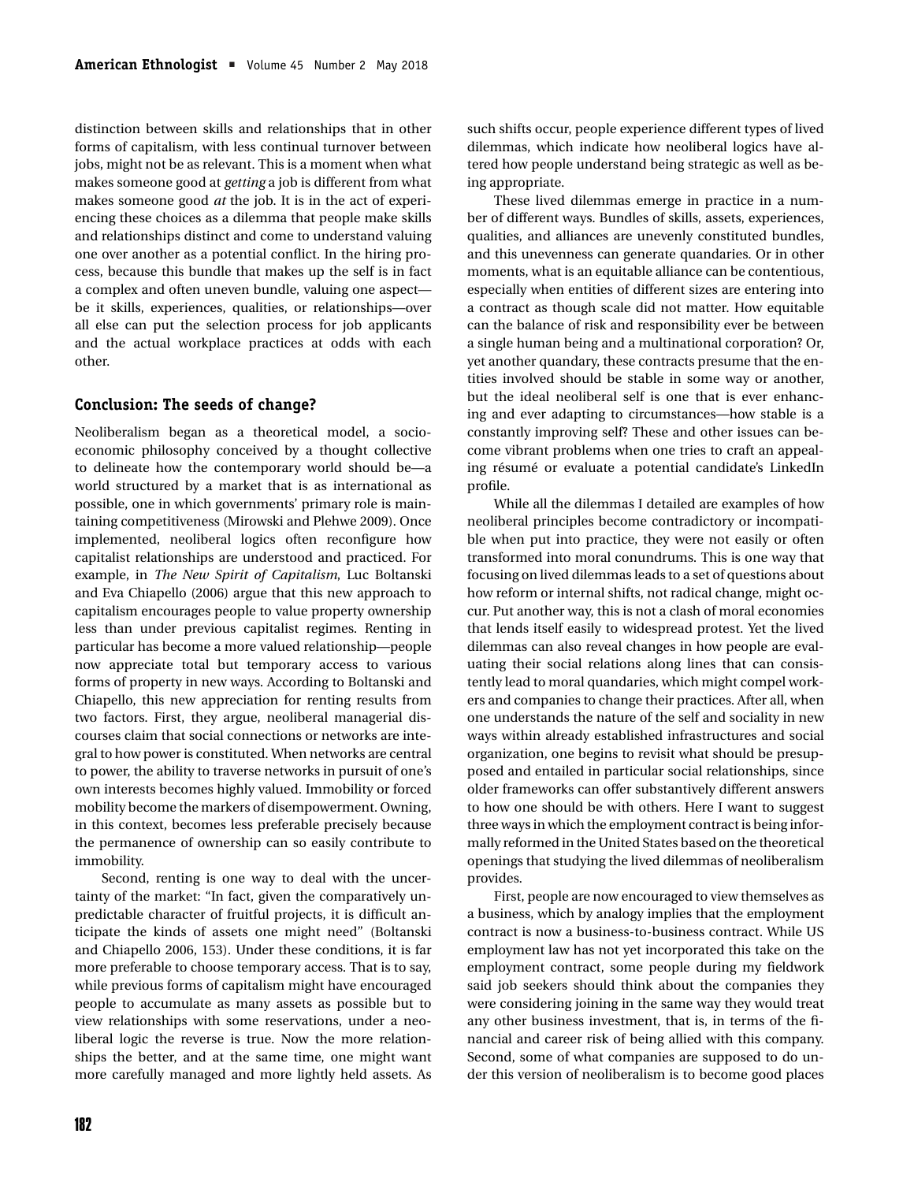distinction between skills and relationships that in other forms of capitalism, with less continual turnover between jobs, might not be as relevant. This is a moment when what makes someone good at *getting* a job is different from what makes someone good *at* the job. It is in the act of experiencing these choices as a dilemma that people make skills and relationships distinct and come to understand valuing one over another as a potential conflict. In the hiring process, because this bundle that makes up the self is in fact a complex and often uneven bundle, valuing one aspect—be it skills, experiences, qualities, or relationships—over all else can put the selection process for job applicants and the actual workplace practices at odds with each other.

## Conclusion: The seeds of change?

Neoliberalism began as a theoretical model, a socioeconomic philosophy conceived by a thought collective to delineate how the contemporary world should be—a world structured by a market that is as international as possible, one in which governments' primary role is maintaining competitiveness (Mirowski and Plehwe 2009). Once implemented, neoliberal logics often reconfigure how capitalist relationships are understood and practiced. For example, in *The New Spirit of Capitalism*, Luc Boltanski and Eva Chiapello (2006) argue that this new approach to capitalism encourages people to value property ownership less than under previous capitalist regimes. Renting in particular has become a more valued relationship—people now appreciate total but temporary access to various forms of property in new ways. According to Boltanski and Chiapello, this new appreciation for renting results from two factors. First, they argue, neoliberal managerial discourses claim that social connections or networks are integral to how power is constituted. When networks are central to power, the ability to traverse networks in pursuit of one's own interests becomes highly valued. Immobility or forced mobility become the markers of disempowerment. Owning, in this context, becomes less preferable precisely because the permanence of ownership can so easily contribute to immobility.

Second, renting is one way to deal with the uncertainty of the market: "In fact, given the comparatively unpredictable character of fruitful projects, it is difficult anticipate the kinds of assets one might need" (Boltanski and Chiapello 2006, 153). Under these conditions, it is far more preferable to choose temporary access. That is to say, while previous forms of capitalism might have encouraged people to accumulate as many assets as possible but to view relationships with some reservations, under a neoliberal logic the reverse is true. Now the more relationships the better, and at the same time, one might want more carefully managed and more lightly held assets. As such shifts occur, people experience different types of lived dilemmas, which indicate how neoliberal logics have altered how people understand being strategic as well as being appropriate.

These lived dilemmas emerge in practice in a number of different ways. Bundles of skills, assets, experiences, qualities, and alliances are unevenly constituted bundles, and this unevenness can generate quandaries. Or in other moments, what is an equitable alliance can be contentious, especially when entities of different sizes are entering into a contract as though scale did not matter. How equitable can the balance of risk and responsibility ever be between a single human being and a multinational corporation? Or, yet another quandary, these contracts presume that the entities involved should be stable in some way or another, but the ideal neoliberal self is one that is ever enhancing and ever adapting to circumstances—how stable is a constantly improving self? These and other issues can become vibrant problems when one tries to craft an appealing résumé or evaluate a potential candidate's LinkedIn profile.

While all the dilemmas I detailed are examples of how neoliberal principles become contradictory or incompatible when put into practice, they were not easily or often transformed into moral conundrums. This is one way that focusing on lived dilemmas leads to a set of questions about how reform or internal shifts, not radical change, might occur. Put another way, this is not a clash of moral economies that lends itself easily to widespread protest. Yet the lived dilemmas can also reveal changes in how people are evaluating their social relations along lines that can consistently lead to moral quandaries, which might compel workers and companies to change their practices. After all, when one understands the nature of the self and sociality in new ways within already established infrastructures and social organization, one begins to revisit what should be presupposed and entailed in particular social relationships, since older frameworks can offer substantively different answers to how one should be with others. Here I want to suggest three ways in which the employment contract is being informally reformed in the United States based on the theoretical openings that studying the lived dilemmas of neoliberalism provides.

First, people are now encouraged to view themselves as a business, which by analogy implies that the employment contract is now a business-to-business contract. While US employment law has not yet incorporated this take on the employment contract, some people during my fieldwork said job seekers should think about the companies they were considering joining in the same way they would treat any other business investment, that is, in terms of the financial and career risk of being allied with this company. Second, some of what companies are supposed to do under this version of neoliberalism is to become good places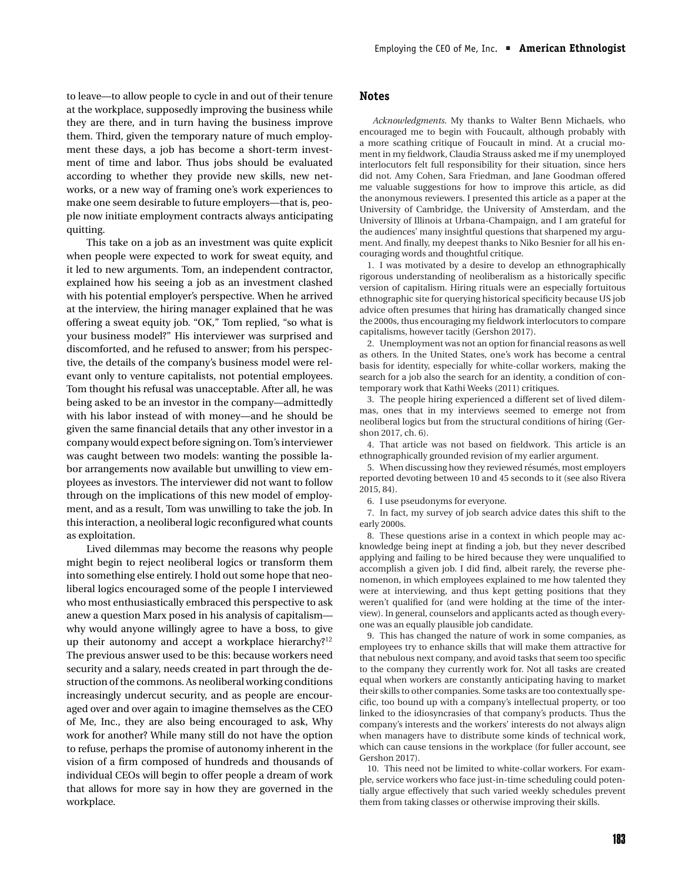to leave—to allow people to cycle in and out of their tenure at the workplace, supposedly improving the business while they are there, and in turn having the business improve them. Third, given the temporary nature of much employment these days, a job has become a short-term investment of time and labor. Thus jobs should be evaluated according to whether they provide new skills, new networks, or a new way of framing one's work experiences to make one seem desirable to future employers—that is, people now initiate employment contracts always anticipating quitting.

This take on a job as an investment was quite explicit when people were expected to work for sweat equity, and it led to new arguments. Tom, an independent contractor, explained how his seeing a job as an investment clashed with his potential employer's perspective. When he arrived at the interview, the hiring manager explained that he was offering a sweat equity job. "OK," Tom replied, "so what is your business model?" His interviewer was surprised and discomforted, and he refused to answer; from his perspective, the details of the company's business model were relevant only to venture capitalists, not potential employees. Tom thought his refusal was unacceptable. After all, he was being asked to be an investor in the company—admittedly with his labor instead of with money—and he should be given the same financial details that any other investor in a company would expect before signing on. Tom's interviewer was caught between two models: wanting the possible labor arrangements now available but unwilling to view employees as investors. The interviewer did not want to follow through on the implications of this new model of employment, and as a result, Tom was unwilling to take the job. In this interaction, a neoliberal logic reconfigured what counts as exploitation.

Lived dilemmas may become the reasons why people might begin to reject neoliberal logics or transform them into something else entirely. I hold out some hope that neoliberal logics encouraged some of the people I interviewed who most enthusiastically embraced this perspective to ask anew a question Marx posed in his analysis of capitalism—why would anyone willingly agree to have a boss, to give up their autonomy and accept a workplace hierarchy?[12] The previous answer used to be this: because workers need security and a salary, needs created in part through the destruction of the commons. As neoliberal working conditions increasingly undercut security, and as people are encouraged over and over again to imagine themselves as the CEO of Me, Inc., they are also being encouraged to ask, Why work for another? While many still do not have the option to refuse, perhaps the promise of autonomy inherent in the vision of a firm composed of hundreds and thousands of individual CEOs will begin to offer people a dream of work that allows for more say in how they are governed in the workplace.

## Notes

*Acknowledgments.* My thanks to Walter Benn Michaels, who encouraged me to begin with Foucault, although probably with a more scathing critique of Foucault in mind. At a crucial moment in my fieldwork, Claudia Strauss asked me if my unemployed interlocutors felt full responsibility for their situation, since hers did not. Amy Cohen, Sara Friedman, and Jane Goodman offered me valuable suggestions for how to improve this article, as did the anonymous reviewers. I presented this article as a paper at the University of Cambridge, the University of Amsterdam, and the University of Illinois at Urbana-Champaign, and I am grateful for the audiences' many insightful questions that sharpened my argument. And finally, my deepest thanks to Niko Besnier for all his encouraging words and thoughtful critique.

1. I was motivated by a desire to develop an ethnographically rigorous understanding of neoliberalism as a historically specific version of capitalism. Hiring rituals were an especially fortuitous ethnographic site for querying historical specificity because US job advice often presumes that hiring has dramatically changed since the 2000s, thus encouraging my fieldwork interlocutors to compare capitalisms, however tacitly (Gershon 2017).

2. Unemployment was not an option for financial reasons as well as others. In the United States, one's work has become a central basis for identity, especially for white-collar workers, making the search for a job also the search for an identity, a condition of contemporary work that Kathi Weeks (2011) critiques.

3. The people hiring experienced a different set of lived dilemmas, ones that in my interviews seemed to emerge not from neoliberal logics but from the structural conditions of hiring (Gershon 2017, ch. 6).

4. That article was not based on fieldwork. This article is an ethnographically grounded revision of my earlier argument.

5. When discussing how they reviewed résumés, most employers reported devoting between 10 and 45 seconds to it (see also Rivera 2015, 84).

6. I use pseudonyms for everyone.

7. In fact, my survey of job search advice dates this shift to the early 2000s.

8. These questions arise in a context in which people may acknowledge being inept at finding a job, but they never described applying and failing to be hired because they were unqualified to accomplish a given job. I did find, albeit rarely, the reverse phenomenon, in which employees explained to me how talented they were at interviewing, and thus kept getting positions that they weren't qualified for (and were holding at the time of the interview). In general, counselors and applicants acted as though everyone was an equally plausible job candidate.

9. This has changed the nature of work in some companies, as employees try to enhance skills that will make them attractive for that nebulous next company, and avoid tasks that seem too specific to the company they currently work for. Not all tasks are created equal when workers are constantly anticipating having to market their skills to other companies. Some tasks are too contextually specific, too bound up with a company's intellectual property, or too linked to the idiosyncrasies of that company's products. Thus the company's interests and the workers' interests do not always align when managers have to distribute some kinds of technical work, which can cause tensions in the workplace (for fuller account, see Gershon 2017).

10. This need not be limited to white-collar workers. For example, service workers who face just-in-time scheduling could potentially argue effectively that such varied weekly schedules prevent them from taking classes or otherwise improving their skills.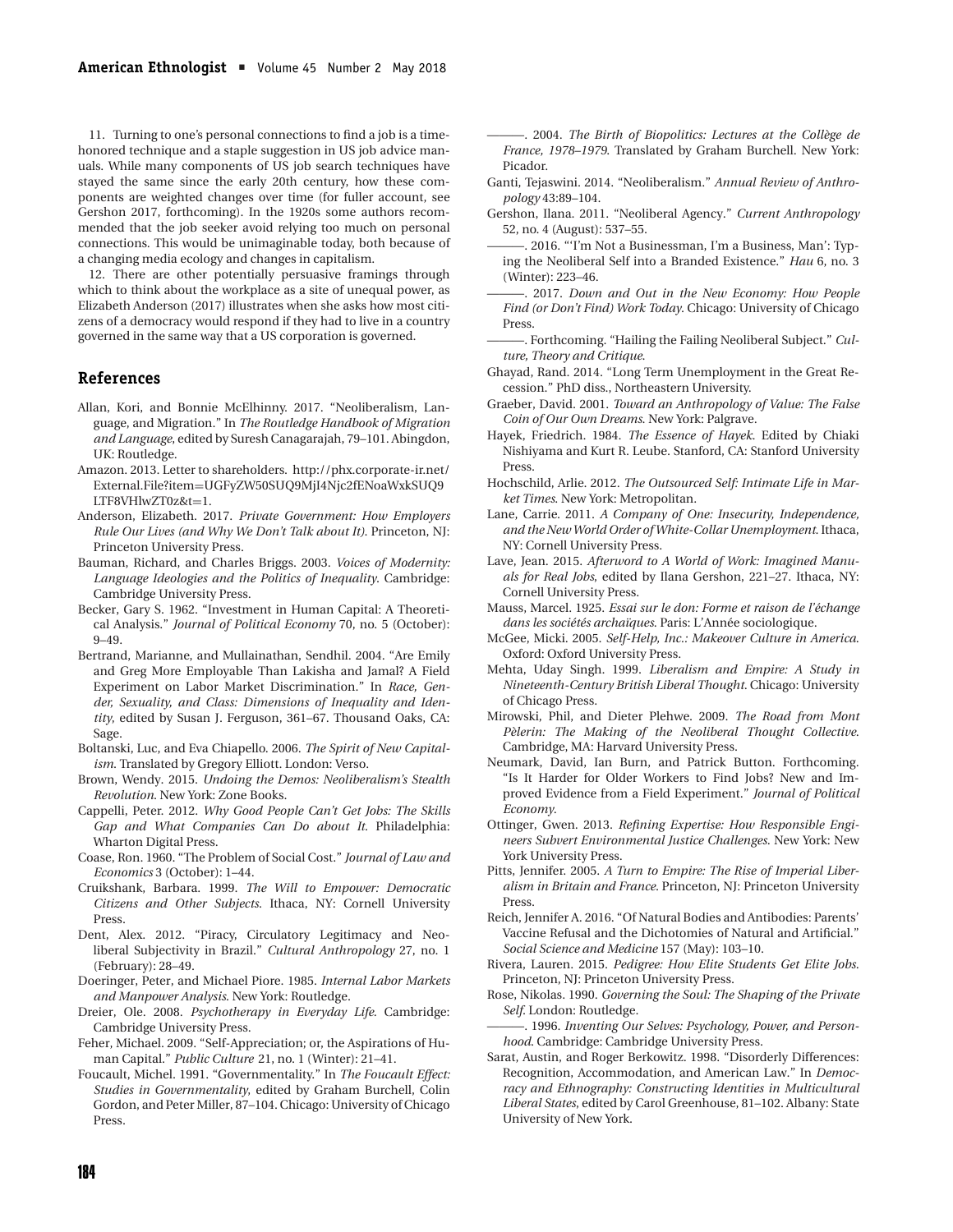11. Turning to one's personal connections to find a job is a time-honored technique and a staple suggestion in US job advice manuals. While many components of US job search techniques have stayed the same since the early 20th century, how these components are weighted changes over time (for fuller account, see Gershon 2017, forthcoming). In the 1920s some authors recommended that the job seeker avoid relying too much on personal connections. This would be unimaginable today, both because of a changing media ecology and changes in capitalism.

12. There are other potentially persuasive framings through which to think about the workplace as a site of unequal power, as Elizabeth Anderson (2017) illustrates when she asks how most citizens of a democracy would respond if they had to live in a country governed in the same way that a US corporation is governed.

## References

Allan, Kori, and Bonnie McElhinny. 2017. "Neoliberalism, Language, and Migration." In *The Routledge Handbook of Migration and Language*, edited by Suresh Canagarajah, 79–101. Abingdon, UK: Routledge.

Amazon. 2013. Letter to shareholders. http://phx.corporate-ir.net/External.File?item=UGFyZW50SUQ9MjI4Njc2fENoaWxkSUQ9LTF8VHlwZT0z&t=1.

Anderson, Elizabeth. 2017. *Private Government: How Employers Rule Our Lives (and Why We Don't Talk about It)*. Princeton, NJ: Princeton University Press.

Bauman, Richard, and Charles Briggs. 2003. *Voices of Modernity: Language Ideologies and the Politics of Inequality*. Cambridge: Cambridge University Press.

Becker, Gary S. 1962. "Investment in Human Capital: A Theoretical Analysis." *Journal of Political Economy* 70, no. 5 (October): 9–49.

Bertrand, Marianne, and Mullainathan, Sendhil. 2004. "Are Emily and Greg More Employable Than Lakisha and Jamal? A Field Experiment on Labor Market Discrimination." In *Race, Gender, Sexuality, and Class: Dimensions of Inequality and Identity*, edited by Susan J. Ferguson, 361–67. Thousand Oaks, CA: Sage.

Boltanski, Luc, and Eva Chiapello. 2006. *The Spirit of New Capitalism*. Translated by Gregory Elliott. London: Verso.

Brown, Wendy. 2015. *Undoing the Demos: Neoliberalism's Stealth Revolution*. New York: Zone Books.

Cappelli, Peter. 2012. *Why Good People Can't Get Jobs: The Skills Gap and What Companies Can Do about It*. Philadelphia: Wharton Digital Press.

Coase, Ron. 1960. "The Problem of Social Cost." *Journal of Law and Economics* 3 (October): 1–44.

Cruikshank, Barbara. 1999. *The Will to Empower: Democratic Citizens and Other Subjects*. Ithaca, NY: Cornell University Press.

Dent, Alex. 2012. "Piracy, Circulatory Legitimacy and Neoliberal Subjectivity in Brazil." *Cultural Anthropology* 27, no. 1 (February): 28–49.

Doeringer, Peter, and Michael Piore. 1985. *Internal Labor Markets and Manpower Analysis*. New York: Routledge.

Dreier, Ole. 2008. *Psychotherapy in Everyday Life*. Cambridge: Cambridge University Press.

Feher, Michael. 2009. "Self-Appreciation; or, the Aspirations of Human Capital." *Public Culture* 21, no. 1 (Winter): 21–41.

Foucault, Michel. 1991. "Governmentality." In *The Foucault Effect: Studies in Governmentality*, edited by Graham Burchell, Colin Gordon, and Peter Miller, 87–104. Chicago: University of Chicago Press.

———. 2004. *The Birth of Biopolitics: Lectures at the Collège de France, 1978–1979*. Translated by Graham Burchell. New York: Picador.

Ganti, Tejaswini. 2014. "Neoliberalism." *Annual Review of Anthropology* 43:89–104.

Gershon, Ilana. 2011. "Neoliberal Agency." *Current Anthropology* 52, no. 4 (August): 537–55.

———. 2016. "'I'm Not a Businessman, I'm a Business, Man': Typing the Neoliberal Self into a Branded Existence." *Hau* 6, no. 3 (Winter): 223–46.

———. 2017. *Down and Out in the New Economy: How People Find (or Don't Find) Work Today*. Chicago: University of Chicago Press.

———. Forthcoming. "Hailing the Failing Neoliberal Subject." *Culture, Theory and Critique*.

Ghayad, Rand. 2014. "Long Term Unemployment in the Great Recession." PhD diss., Northeastern University.

Graeber, David. 2001. *Toward an Anthropology of Value: The False Coin of Our Own Dreams*. New York: Palgrave.

Hayek, Friedrich. 1984. *The Essence of Hayek*. Edited by Chiaki Nishiyama and Kurt R. Leube. Stanford, CA: Stanford University Press.

Hochschild, Arlie. 2012. *The Outsourced Self: Intimate Life in Market Times*. New York: Metropolitan.

Lane, Carrie. 2011. *A Company of One: Insecurity, Independence, and the New World Order of White-Collar Unemployment*. Ithaca, NY: Cornell University Press.

Lave, Jean. 2015. *Afterword to A World of Work: Imagined Manuals for Real Jobs*, edited by Ilana Gershon, 221–27. Ithaca, NY: Cornell University Press.

Mauss, Marcel. 1925. *Essai sur le don: Forme et raison de l'échange dans les sociétés archaïques*. Paris: L'Année sociologique.

McGee, Micki. 2005. *Self-Help, Inc.: Makeover Culture in America*. Oxford: Oxford University Press.

Mehta, Uday Singh. 1999. *Liberalism and Empire: A Study in Nineteenth-Century British Liberal Thought*. Chicago: University of Chicago Press.

Mirowski, Phil, and Dieter Plehwe. 2009. *The Road from Mont Pèlerin: The Making of the Neoliberal Thought Collective*. Cambridge, MA: Harvard University Press.

Neumark, David, Ian Burn, and Patrick Button. Forthcoming. "Is It Harder for Older Workers to Find Jobs? New and Improved Evidence from a Field Experiment." *Journal of Political Economy*.

Ottinger, Gwen. 2013. *Refining Expertise: How Responsible Engineers Subvert Environmental Justice Challenges*. New York: New York University Press.

Pitts, Jennifer. 2005. *A Turn to Empire: The Rise of Imperial Liberalism in Britain and France*. Princeton, NJ: Princeton University Press.

Reich, Jennifer A. 2016. "Of Natural Bodies and Antibodies: Parents' Vaccine Refusal and the Dichotomies of Natural and Artificial." *Social Science and Medicine* 157 (May): 103–10.

Rivera, Lauren. 2015. *Pedigree: How Elite Students Get Elite Jobs*. Princeton, NJ: Princeton University Press.

Rose, Nikolas. 1990. *Governing the Soul: The Shaping of the Private Self*. London: Routledge.

———. 1996. *Inventing Our Selves: Psychology, Power, and Personhood*. Cambridge: Cambridge University Press.

Sarat, Austin, and Roger Berkowitz. 1998. "Disorderly Differences: Recognition, Accommodation, and American Law." In *Democracy and Ethnography: Constructing Identities in Multicultural Liberal States*, edited by Carol Greenhouse, 81–102. Albany: State University of New York.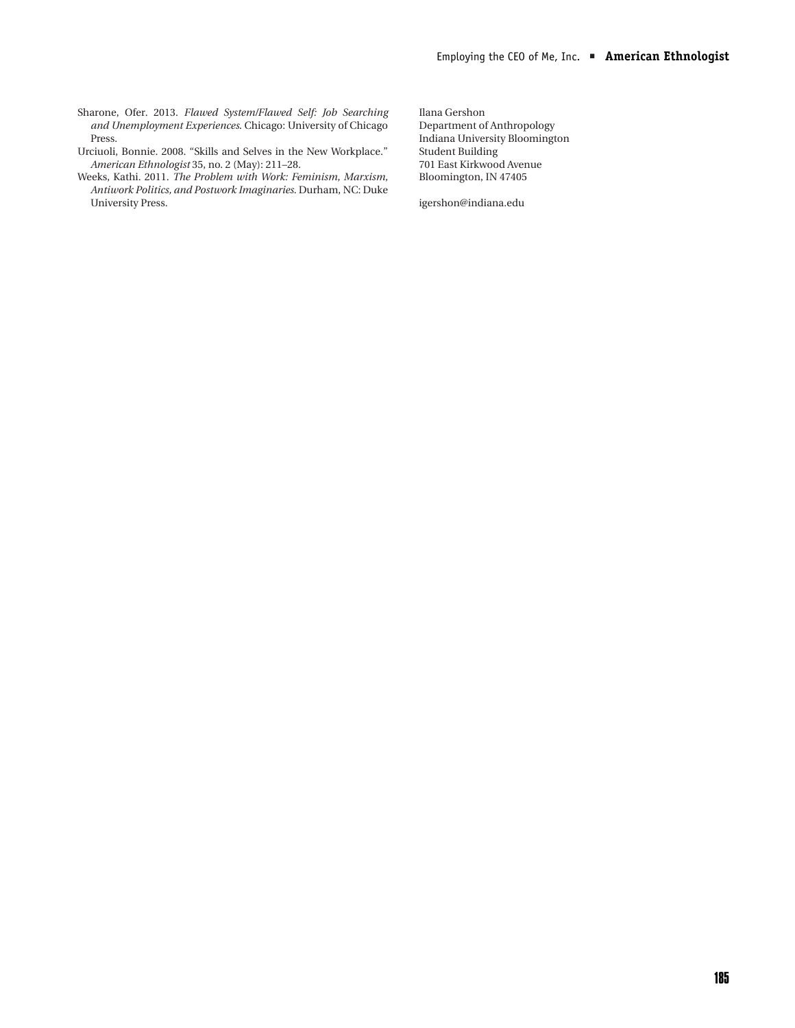Sharone, Ofer. 2013. *Flawed System/Flawed Self: Job Searching and Unemployment Experiences*. Chicago: University of Chicago Press.

Urciuoli, Bonnie. 2008. "Skills and Selves in the New Workplace." *American Ethnologist* 35, no. 2 (May): 211–28.

Weeks, Kathi. 2011. *The Problem with Work: Feminism, Marxism, Antiwork Politics, and Postwork Imaginaries*. Durham, NC: Duke University Press.

Ilana Gershon
Department of Anthropology
Indiana University Bloomington
Student Building
701 East Kirkwood Avenue
Bloomington, IN 47405

igershon@indiana.edu